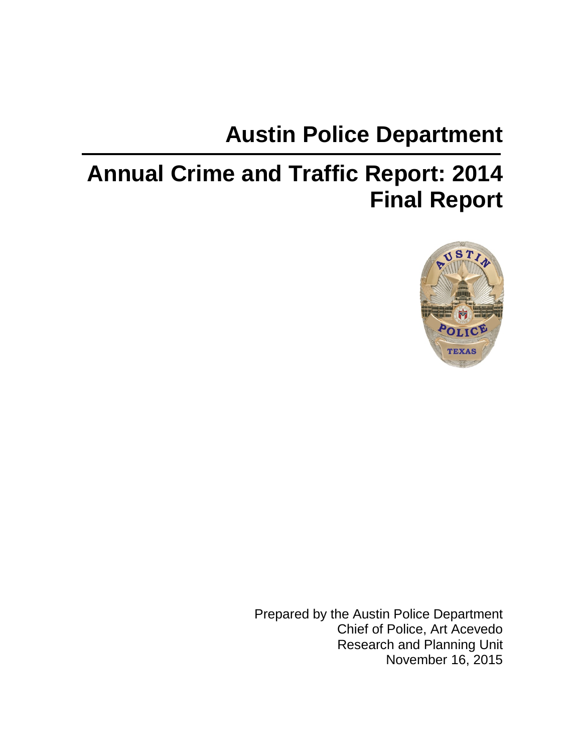# Austin Police Department

# Annual Crime and Traffic Report: 2014
# Final Report

Prepared by the Austin Police Department
Chief of Police, Art Acevedo
Research and Planning Unit
November 16, 2015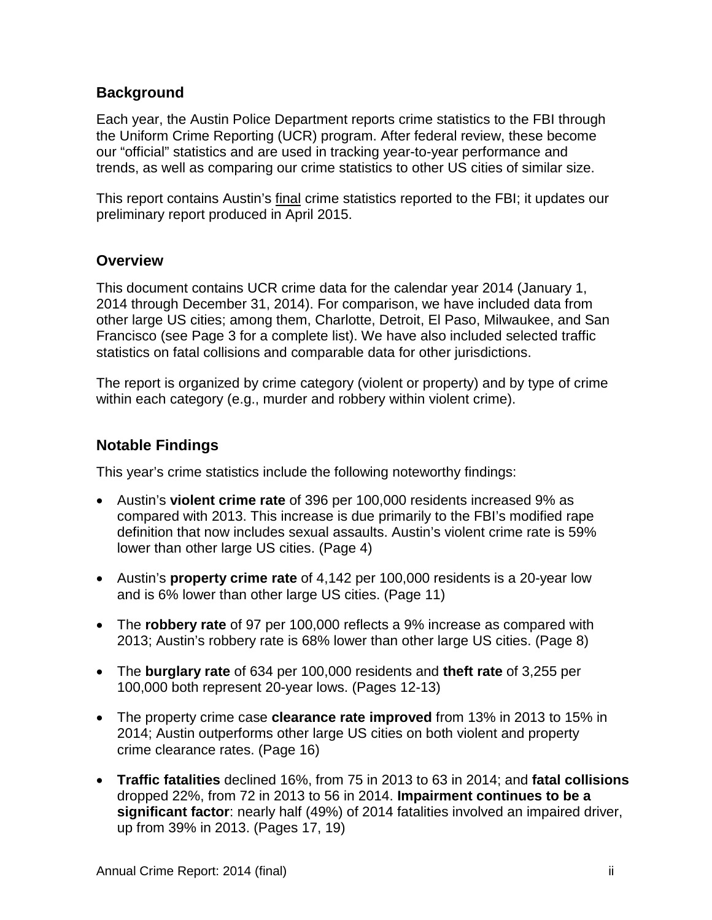## Background

Each year, the Austin Police Department reports crime statistics to the FBI through the Uniform Crime Reporting (UCR) program. After federal review, these become our "official" statistics and are used in tracking year-to-year performance and trends, as well as comparing our crime statistics to other US cities of similar size.

This report contains Austin's final crime statistics reported to the FBI; it updates our preliminary report produced in April 2015.

## Overview

This document contains UCR crime data for the calendar year 2014 (January 1, 2014 through December 31, 2014). For comparison, we have included data from other large US cities; among them, Charlotte, Detroit, El Paso, Milwaukee, and San Francisco (see Page 3 for a complete list). We have also included selected traffic statistics on fatal collisions and comparable data for other jurisdictions.

The report is organized by crime category (violent or property) and by type of crime within each category (e.g., murder and robbery within violent crime).

## Notable Findings

This year's crime statistics include the following noteworthy findings:

- Austin's **violent crime rate** of 396 per 100,000 residents increased 9% as compared with 2013. This increase is due primarily to the FBI's modified rape definition that now includes sexual assaults. Austin's violent crime rate is 59% lower than other large US cities. (Page 4)
- Austin's **property crime rate** of 4,142 per 100,000 residents is a 20-year low and is 6% lower than other large US cities. (Page 11)
- The **robbery rate** of 97 per 100,000 reflects a 9% increase as compared with 2013; Austin's robbery rate is 68% lower than other large US cities. (Page 8)
- The **burglary rate** of 634 per 100,000 residents and **theft rate** of 3,255 per 100,000 both represent 20-year lows. (Pages 12-13)
- The property crime case **clearance rate improved** from 13% in 2013 to 15% in 2014; Austin outperforms other large US cities on both violent and property crime clearance rates. (Page 16)
- **Traffic fatalities** declined 16%, from 75 in 2013 to 63 in 2014; and **fatal collisions** dropped 22%, from 72 in 2013 to 56 in 2014. **Impairment continues to be a significant factor**: nearly half (49%) of 2014 fatalities involved an impaired driver, up from 39% in 2013. (Pages 17, 19)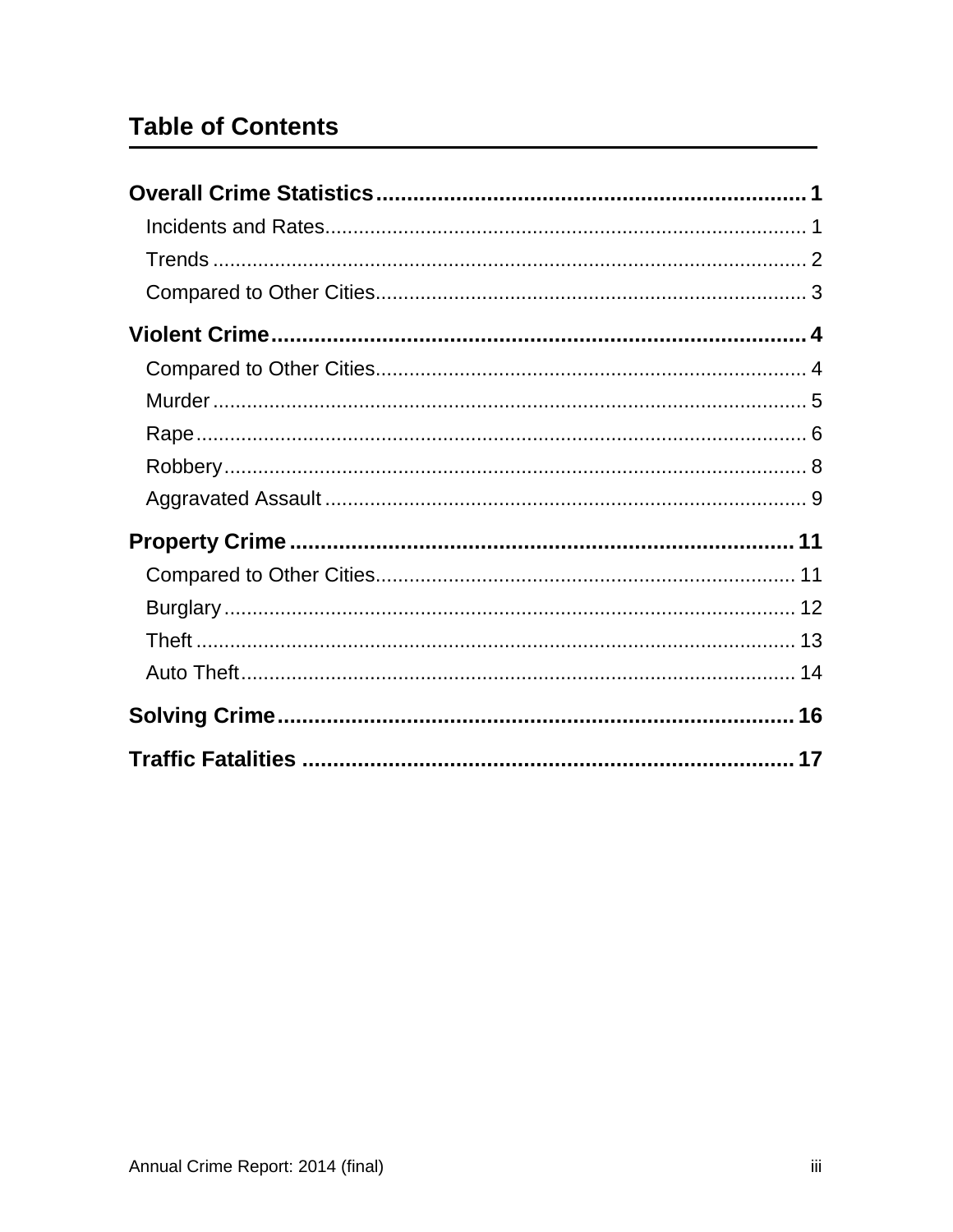## Table of Contents

**Overall Crime Statistics** ........................................................ **1**

- Incidents and Rates ........................................................ 1
- Trends ........................................................ 2
- Compared to Other Cities ........................................................ 3

**Violent Crime** ........................................................ **4**

- Compared to Other Cities ........................................................ 4
- Murder ........................................................ 5
- Rape ........................................................ 6
- Robbery ........................................................ 8
- Aggravated Assault ........................................................ 9

**Property Crime** ........................................................ **11**

- Compared to Other Cities ........................................................ 11
- Burglary ........................................................ 12
- Theft ........................................................ 13
- Auto Theft ........................................................ 14

**Solving Crime** ........................................................ **16**

**Traffic Fatalities** ........................................................ **17**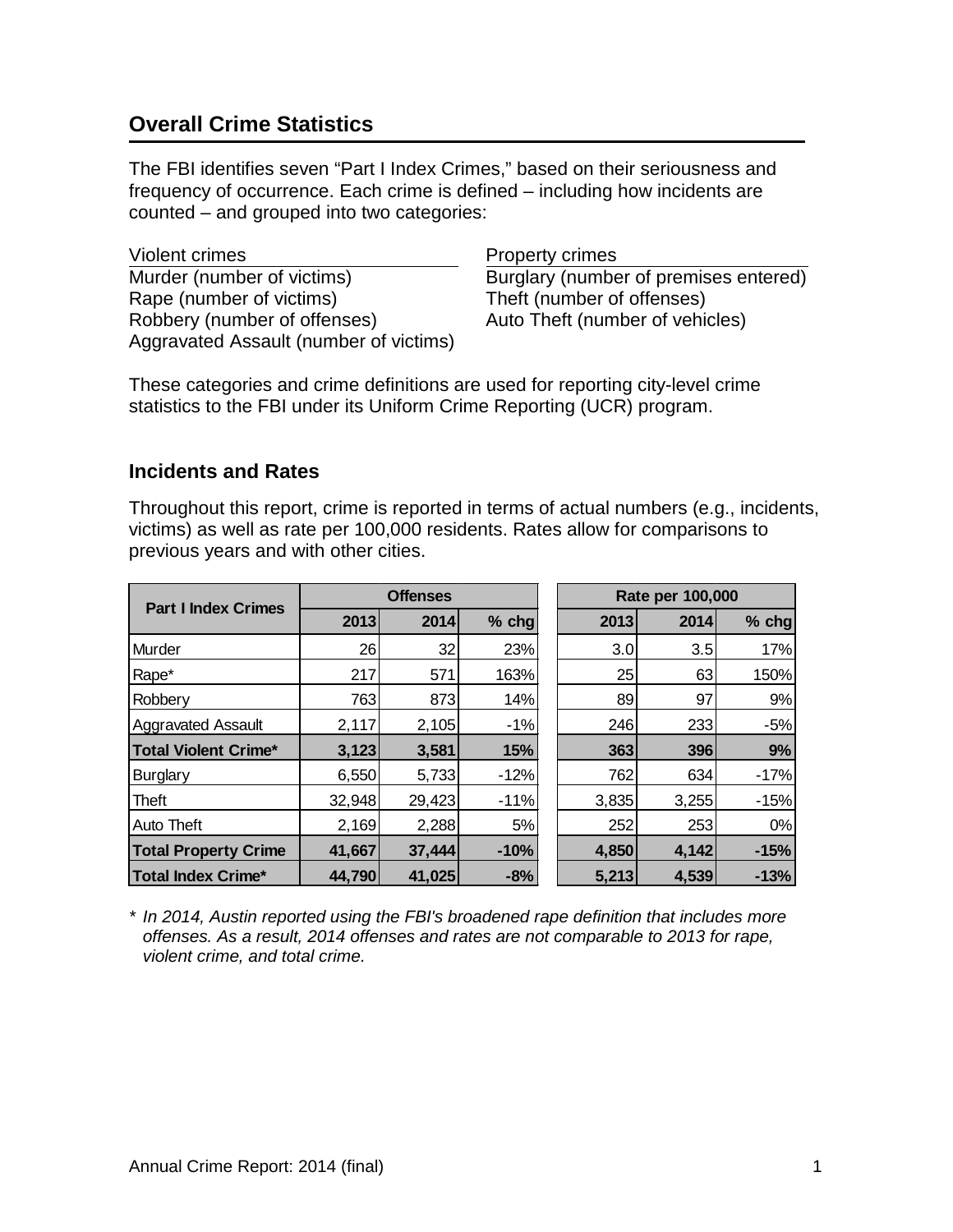## Overall Crime Statistics

The FBI identifies seven "Part I Index Crimes," based on their seriousness and frequency of occurrence. Each crime is defined – including how incidents are counted – and grouped into two categories:

| Violent crimes | Property crimes |
|---|---|
| Murder (number of victims) | Burglary (number of premises entered) |
| Rape (number of victims) | Theft (number of offenses) |
| Robbery (number of offenses) | Auto Theft (number of vehicles) |
| Aggravated Assault (number of victims) | |

These categories and crime definitions are used for reporting city-level crime statistics to the FBI under its Uniform Crime Reporting (UCR) program.

### Incidents and Rates

Throughout this report, crime is reported in terms of actual numbers (e.g., incidents, victims) as well as rate per 100,000 residents. Rates allow for comparisons to previous years and with other cities.

| Part I Index Crimes | Offenses | | | Rate per 100,000 | | |
|---|---|---|---|---|---|---|
| | 2013 | 2014 | % chg | 2013 | 2014 | % chg |
| Murder | 26 | 32 | 23% | 3.0 | 3.5 | 17% |
| Rape* | 217 | 571 | 163% | 25 | 63 | 150% |
| Robbery | 763 | 873 | 14% | 89 | 97 | 9% |
| Aggravated Assault | 2,117 | 2,105 | -1% | 246 | 233 | -5% |
| **Total Violent Crime*** | **3,123** | **3,581** | **15%** | **363** | **396** | **9%** |
| Burglary | 6,550 | 5,733 | -12% | 762 | 634 | -17% |
| Theft | 32,948 | 29,423 | -11% | 3,835 | 3,255 | -15% |
| Auto Theft | 2,169 | 2,288 | 5% | 252 | 253 | 0% |
| **Total Property Crime** | **41,667** | **37,444** | **-10%** | **4,850** | **4,142** | **-15%** |
| **Total Index Crime*** | **44,790** | **41,025** | **-8%** | **5,213** | **4,539** | **-13%** |

\* *In 2014, Austin reported using the FBI's broadened rape definition that includes more offenses. As a result, 2014 offenses and rates are not comparable to 2013 for rape, violent crime, and total crime.*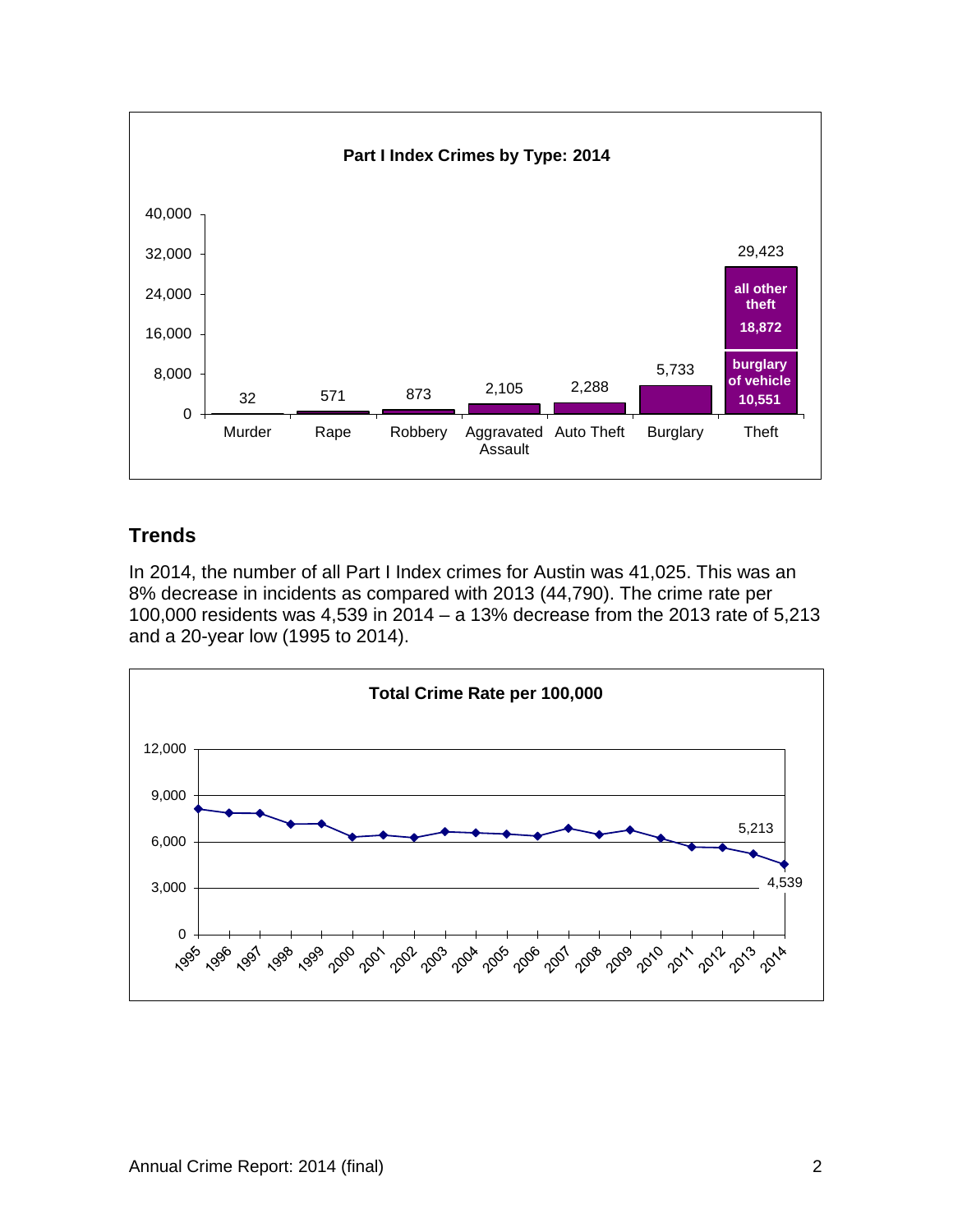**Part I Index Crimes by Type: 2014**

| Type | Count |
|---|---|
| Murder | 32 |
| Rape | 571 |
| Robbery | 873 |
| Aggravated Assault | 2,105 |
| Auto Theft | 2,288 |
| Burglary | 5,733 |
| Theft | 29,423 |

Theft: all other theft 18,872; burglary of vehicle 10,551

## Trends

In 2014, the number of all Part I Index crimes for Austin was 41,025. This was an 8% decrease in incidents as compared with 2013 (44,790). The crime rate per 100,000 residents was 4,539 in 2014 – a 13% decrease from the 2013 rate of 5,213 and a 20-year low (1995 to 2014).

**Total Crime Rate per 100,000**

| Year | Rate |
|---|---|
| 2013 | 5,213 |
| 2014 | 4,539 |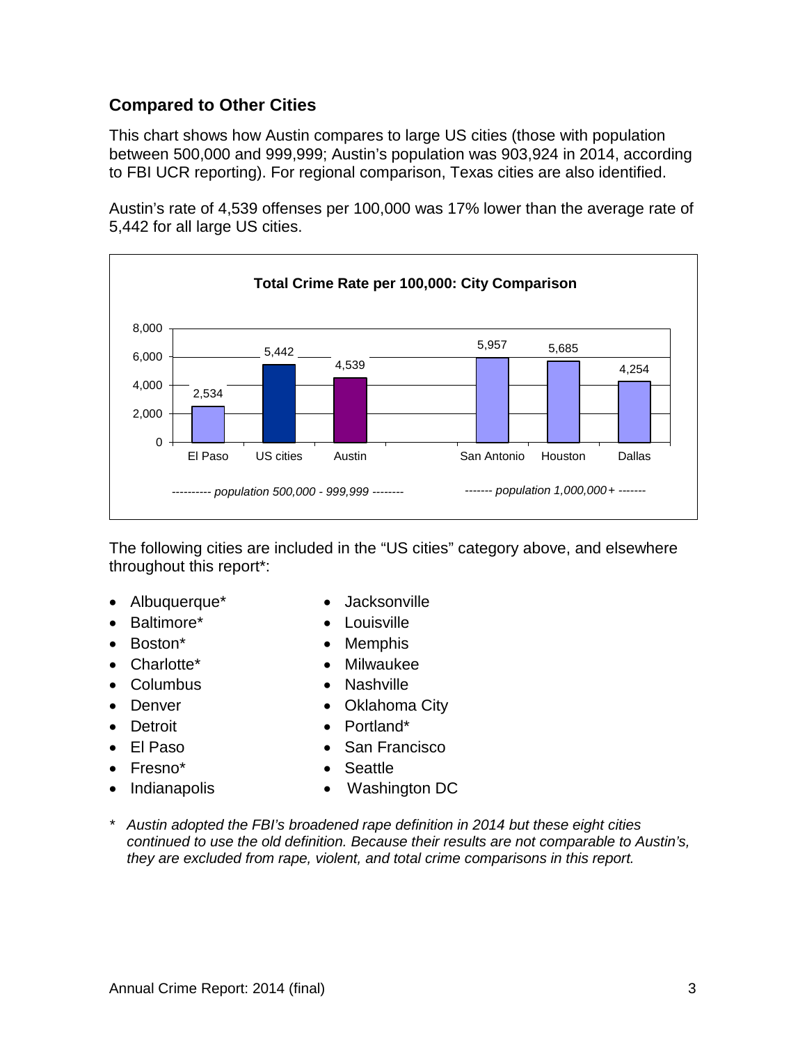## Compared to Other Cities

This chart shows how Austin compares to large US cities (those with population between 500,000 and 999,999; Austin's population was 903,924 in 2014, according to FBI UCR reporting). For regional comparison, Texas cities are also identified.

Austin's rate of 4,539 offenses per 100,000 was 17% lower than the average rate of 5,442 for all large US cities.

**Total Crime Rate per 100,000: City Comparison**

| City | Total Crime Rate per 100,000 | Population group |
| --- | --- | --- |
| El Paso | 2,534 | population 500,000 - 999,999 |
| US cities | 5,442 | population 500,000 - 999,999 |
| Austin | 4,539 | population 500,000 - 999,999 |
| San Antonio | 5,957 | population 1,000,000+ |
| Houston | 5,685 | population 1,000,000+ |
| Dallas | 4,254 | population 1,000,000+ |

The following cities are included in the "US cities" category above, and elsewhere throughout this report*:

- Albuquerque*
- Baltimore*
- Boston*
- Charlotte*
- Columbus
- Denver
- Detroit
- El Paso
- Fresno*
- Indianapolis
- Jacksonville
- Louisville
- Memphis
- Milwaukee
- Nashville
- Oklahoma City
- Portland*
- San Francisco
- Seattle
- Washington DC

\* *Austin adopted the FBI's broadened rape definition in 2014 but these eight cities continued to use the old definition. Because their results are not comparable to Austin's, they are excluded from rape, violent, and total crime comparisons in this report.*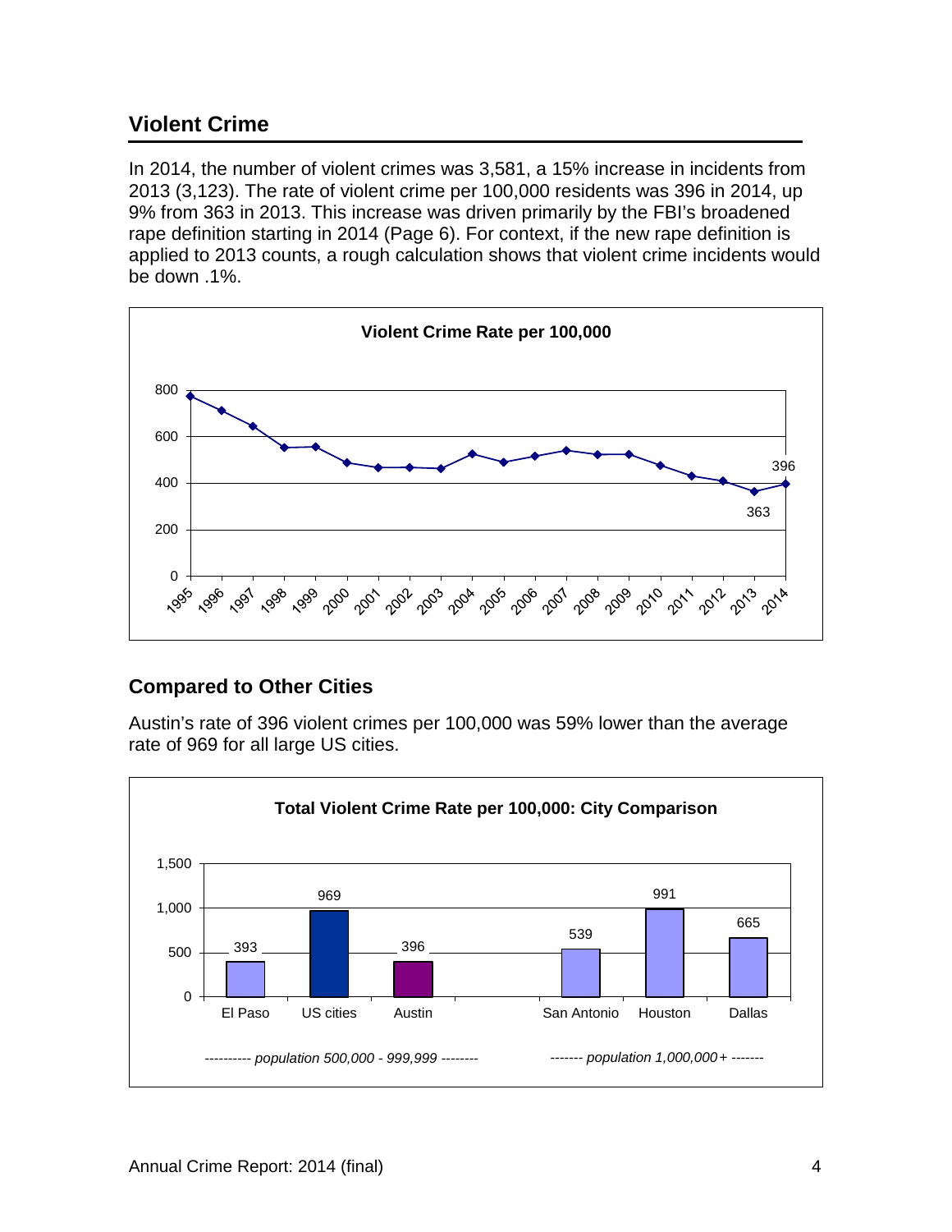## Violent Crime

In 2014, the number of violent crimes was 3,581, a 15% increase in incidents from 2013 (3,123). The rate of violent crime per 100,000 residents was 396 in 2014, up 9% from 363 in 2013. This increase was driven primarily by the FBI's broadened rape definition starting in 2014 (Page 6). For context, if the new rape definition is applied to 2013 counts, a rough calculation shows that violent crime incidents would be down .1%.

**Violent Crime Rate per 100,000**

| Year | 2013 | 2014 |
|---|---|---|
| Rate | 363 | 396 |

## Compared to Other Cities

Austin's rate of 396 violent crimes per 100,000 was 59% lower than the average rate of 969 for all large US cities.

**Total Violent Crime Rate per 100,000: City Comparison**

| City | Rate | Population group |
|---|---|---|
| El Paso | 393 | population 500,000 - 999,999 |
| US cities | 969 | population 500,000 - 999,999 |
| Austin | 396 | population 500,000 - 999,999 |
| San Antonio | 539 | population 1,000,000+ |
| Houston | 991 | population 1,000,000+ |
| Dallas | 665 | population 1,000,000+ |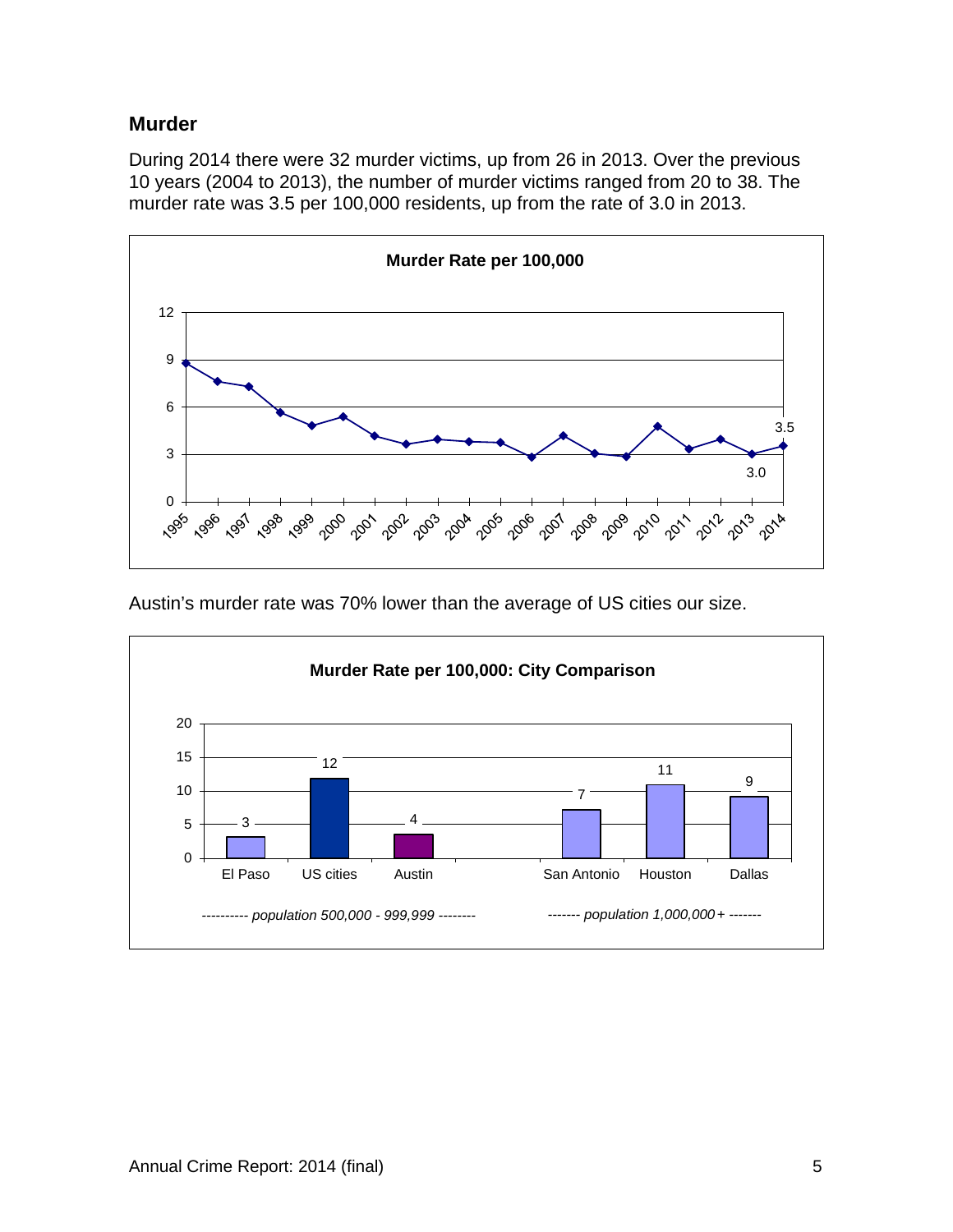## Murder

During 2014 there were 32 murder victims, up from 26 in 2013. Over the previous 10 years (2004 to 2013), the number of murder victims ranged from 20 to 38. The murder rate was 3.5 per 100,000 residents, up from the rate of 3.0 in 2013.

**Murder Rate per 100,000**

Austin's murder rate was 70% lower than the average of US cities our size.

**Murder Rate per 100,000: City Comparison**

| El Paso | US cities | Austin | San Antonio | Houston | Dallas |
|---|---|---|---|---|---|
| 3 | 12 | 4 | 7 | 11 | 9 |

*---------- population 500,000 - 999,999 --------* (El Paso, US cities, Austin)

*------- population 1,000,000+ -------* (San Antonio, Houston, Dallas)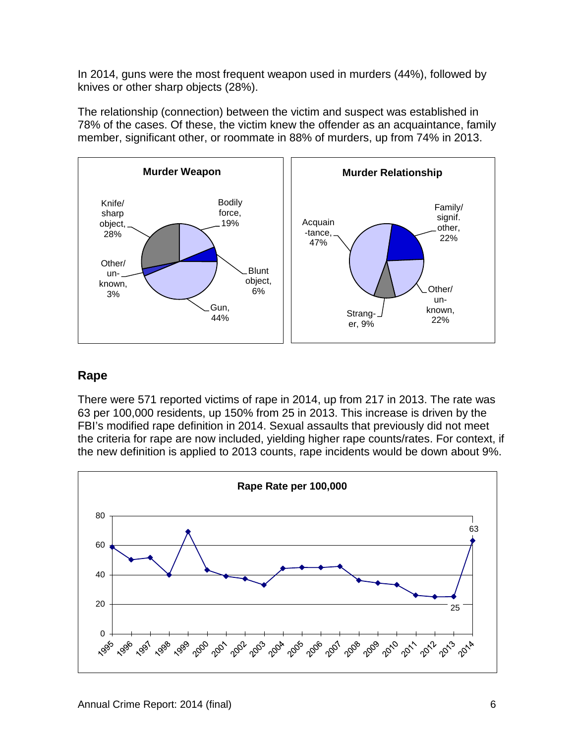In 2014, guns were the most frequent weapon used in murders (44%), followed by knives or other sharp objects (28%).

The relationship (connection) between the victim and suspect was established in 78% of the cases. Of these, the victim knew the offender as an acquaintance, family member, significant other, or roommate in 88% of murders, up from 74% in 2013.

**Murder Weapon**

Knife/sharp object, 28%
Bodily force, 19%
Blunt object, 6%
Gun, 44%
Other/unknown, 3%

**Murder Relationship**

Acquaintance, 47%
Family/signif. other, 22%
Other/unknown, 22%
Stranger, 9%

## Rape

There were 571 reported victims of rape in 2014, up from 217 in 2013. The rate was 63 per 100,000 residents, up 150% from 25 in 2013. This increase is driven by the FBI's modified rape definition in 2014. Sexual assaults that previously did not meet the criteria for rape are now included, yielding higher rape counts/rates. For context, if the new definition is applied to 2013 counts, rape incidents would be down about 9%.

**Rape Rate per 100,000**

(Line chart, 1995–2014; labeled values: 2013: 25, 2014: 63)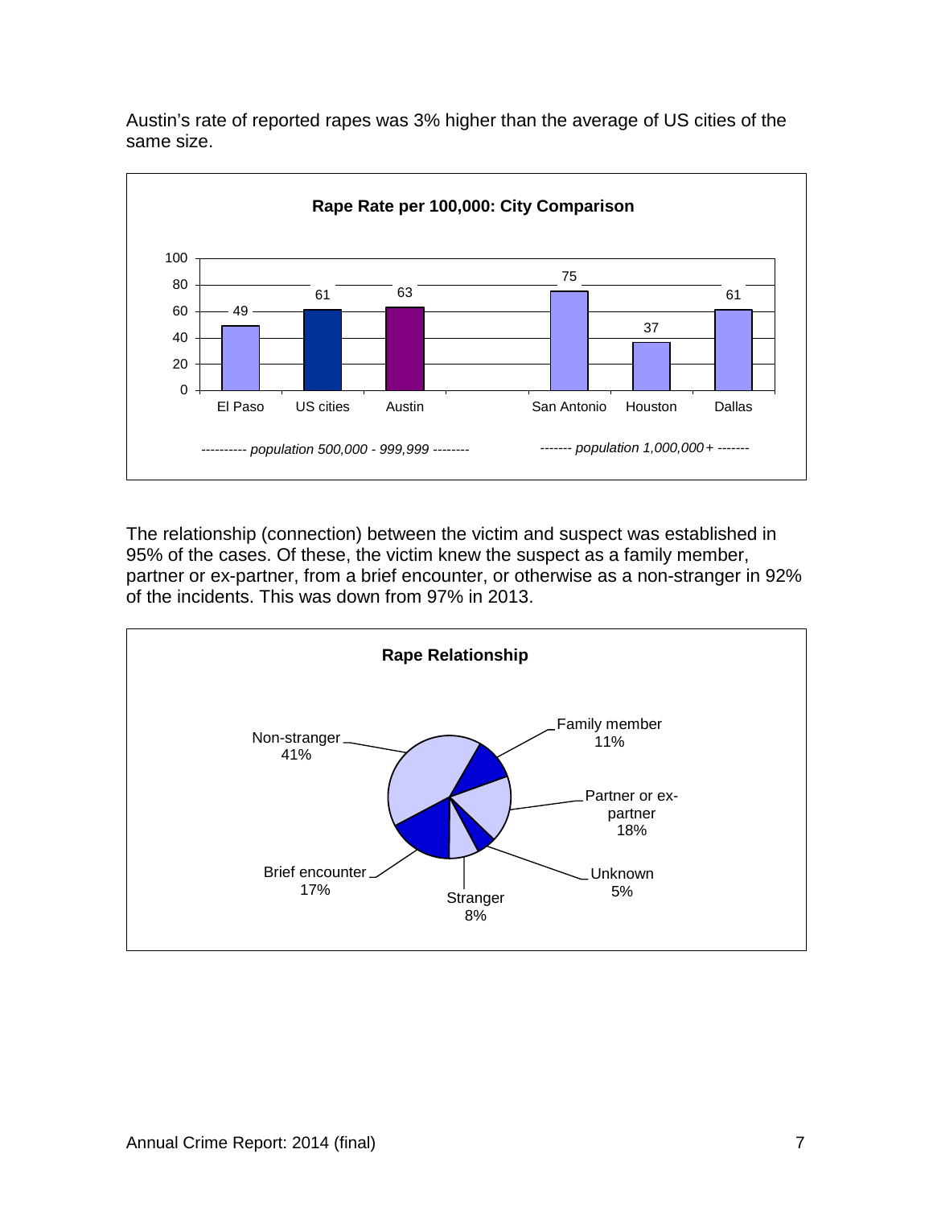Austin's rate of reported rapes was 3% higher than the average of US cities of the same size.

**Rape Rate per 100,000: City Comparison**

| | El Paso | US cities | Austin | San Antonio | Houston | Dallas |
|---|---|---|---|---|---|---|
| Rate | 49 | 61 | 63 | 75 | 37 | 61 |

*---------- population 500,000 - 999,999 --------* (El Paso, US cities, Austin)

*------- population 1,000,000+ -------* (San Antonio, Houston, Dallas)

The relationship (connection) between the victim and suspect was established in 95% of the cases. Of these, the victim knew the suspect as a family member, partner or ex-partner, from a brief encounter, or otherwise as a non-stranger in 92% of the incidents. This was down from 97% in 2013.

**Rape Relationship**

| Relationship | Percent |
|---|---|
| Non-stranger | 41% |
| Family member | 11% |
| Partner or ex-partner | 18% |
| Unknown | 5% |
| Stranger | 8% |
| Brief encounter | 17% |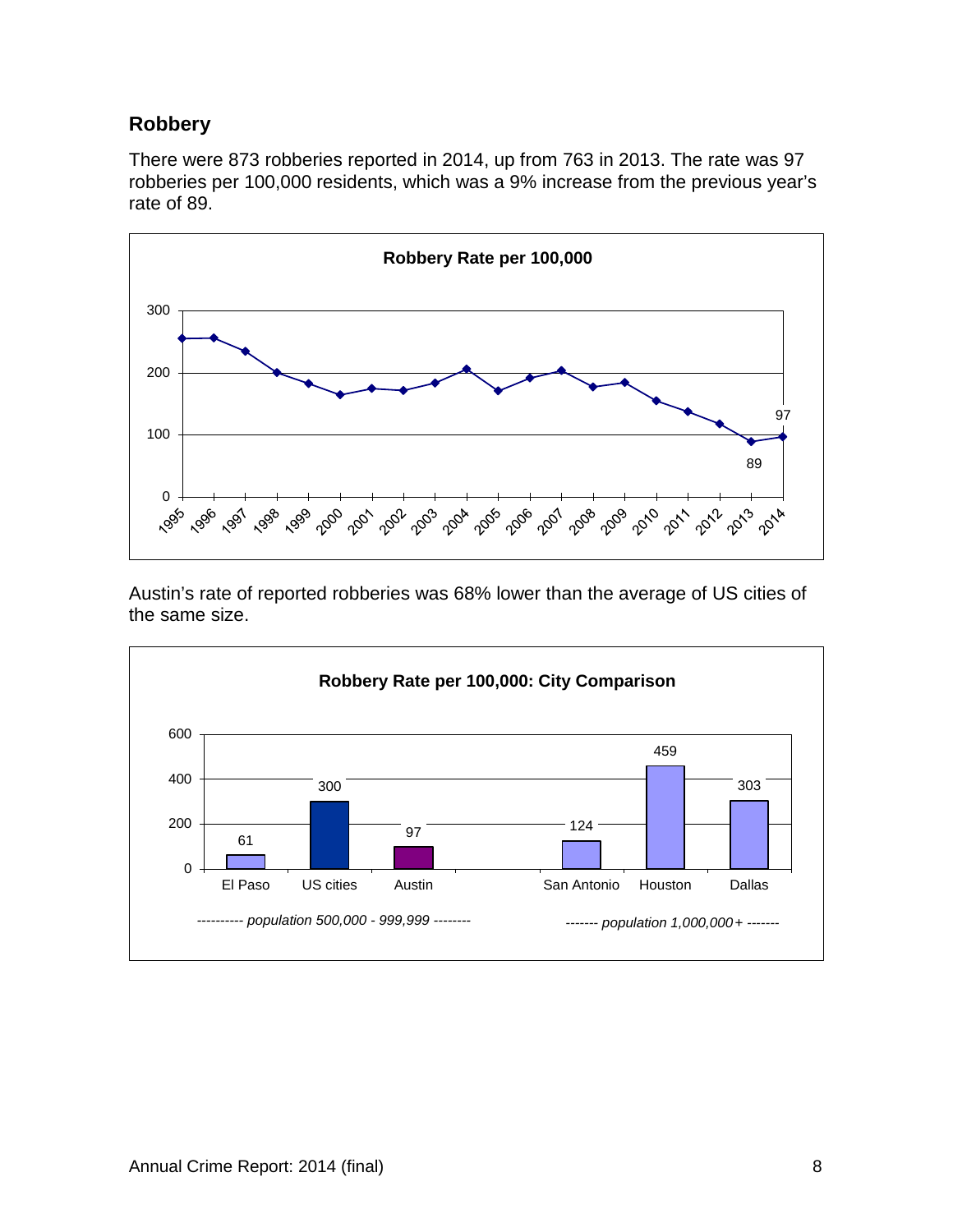## Robbery

There were 873 robberies reported in 2014, up from 763 in 2013. The rate was 97 robberies per 100,000 residents, which was a 9% increase from the previous year's rate of 89.

**Robbery Rate per 100,000**

Austin's rate of reported robberies was 68% lower than the average of US cities of the same size.

**Robbery Rate per 100,000: City Comparison**

| City | Robbery Rate per 100,000 |
|---|---|
| *population 500,000 - 999,999* | |
| El Paso | 61 |
| US cities | 300 |
| Austin | 97 |
| *population 1,000,000+* | |
| San Antonio | 124 |
| Houston | 459 |
| Dallas | 303 |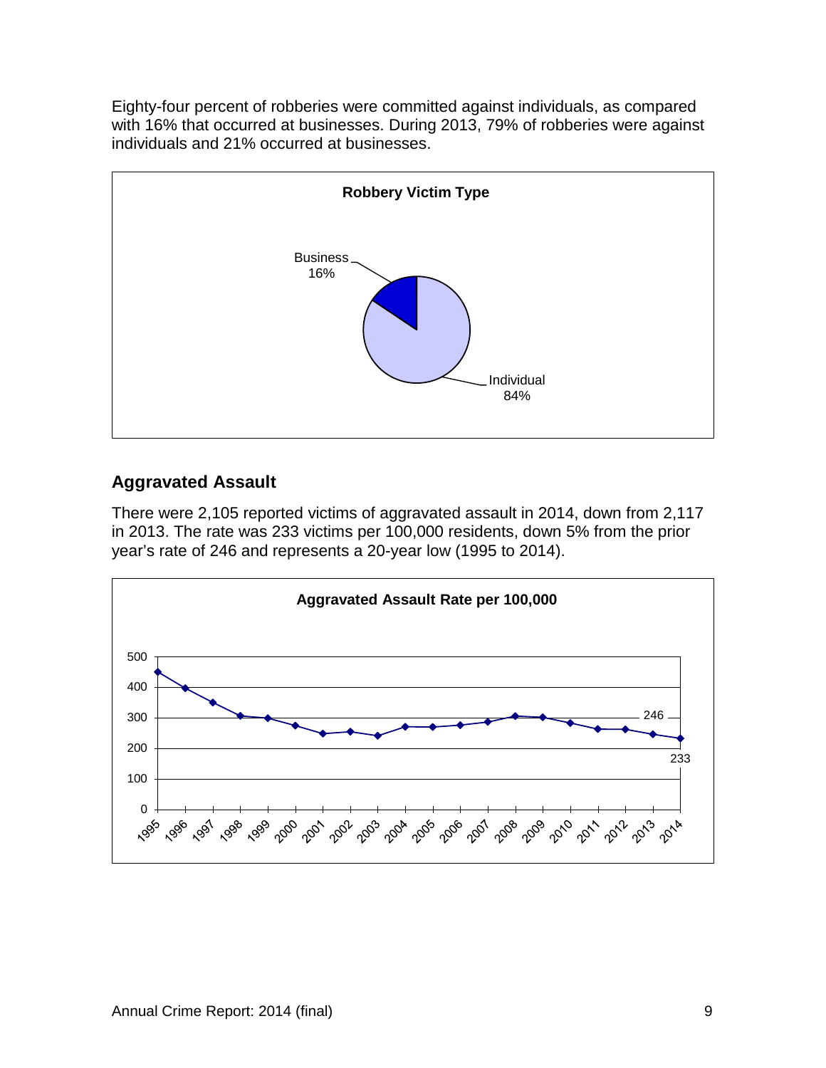Eighty-four percent of robberies were committed against individuals, as compared with 16% that occurred at businesses. During 2013, 79% of robberies were against individuals and 21% occurred at businesses.

**Robbery Victim Type**

Business 16%

Individual 84%

## Aggravated Assault

There were 2,105 reported victims of aggravated assault in 2014, down from 2,117 in 2013. The rate was 233 victims per 100,000 residents, down 5% from the prior year's rate of 246 and represents a 20-year low (1995 to 2014).

**Aggravated Assault Rate per 100,000**

| Year | Rate |
|---|---|
| 2013 | 246 |
| 2014 | 233 |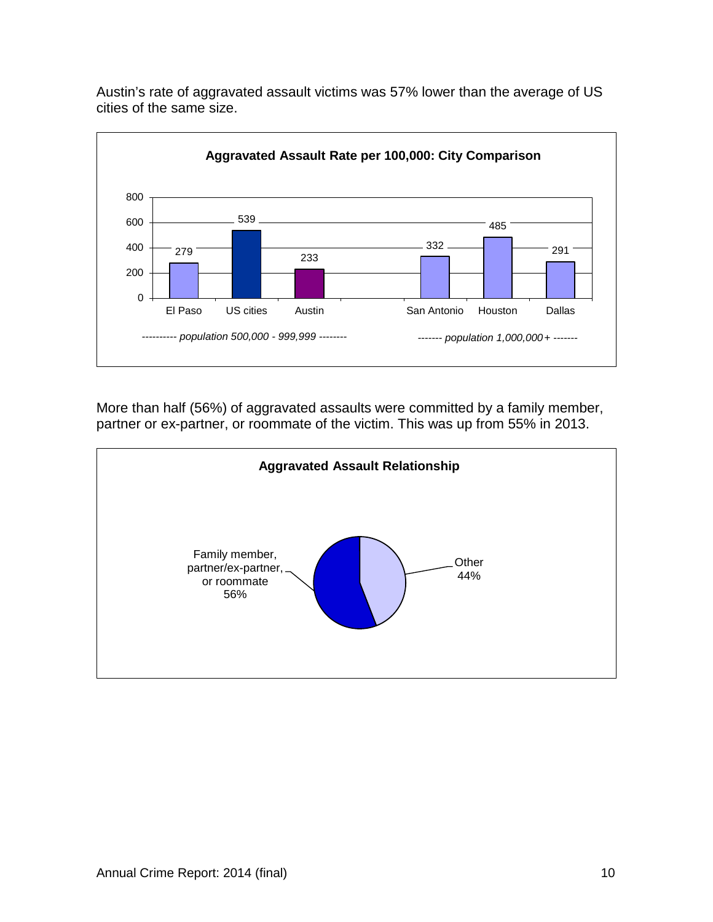Austin's rate of aggravated assault victims was 57% lower than the average of US cities of the same size.

**Aggravated Assault Rate per 100,000: City Comparison**

| City | Rate | Population group |
|---|---|---|
| El Paso | 279 | population 500,000 - 999,999 |
| US cities | 539 | population 500,000 - 999,999 |
| Austin | 233 | population 500,000 - 999,999 |
| San Antonio | 332 | population 1,000,000+ |
| Houston | 485 | population 1,000,000+ |
| Dallas | 291 | population 1,000,000+ |

More than half (56%) of aggravated assaults were committed by a family member, partner or ex-partner, or roommate of the victim. This was up from 55% in 2013.

**Aggravated Assault Relationship**

| Relationship | Percent |
|---|---|
| Family member, partner/ex-partner, or roommate | 56% |
| Other | 44% |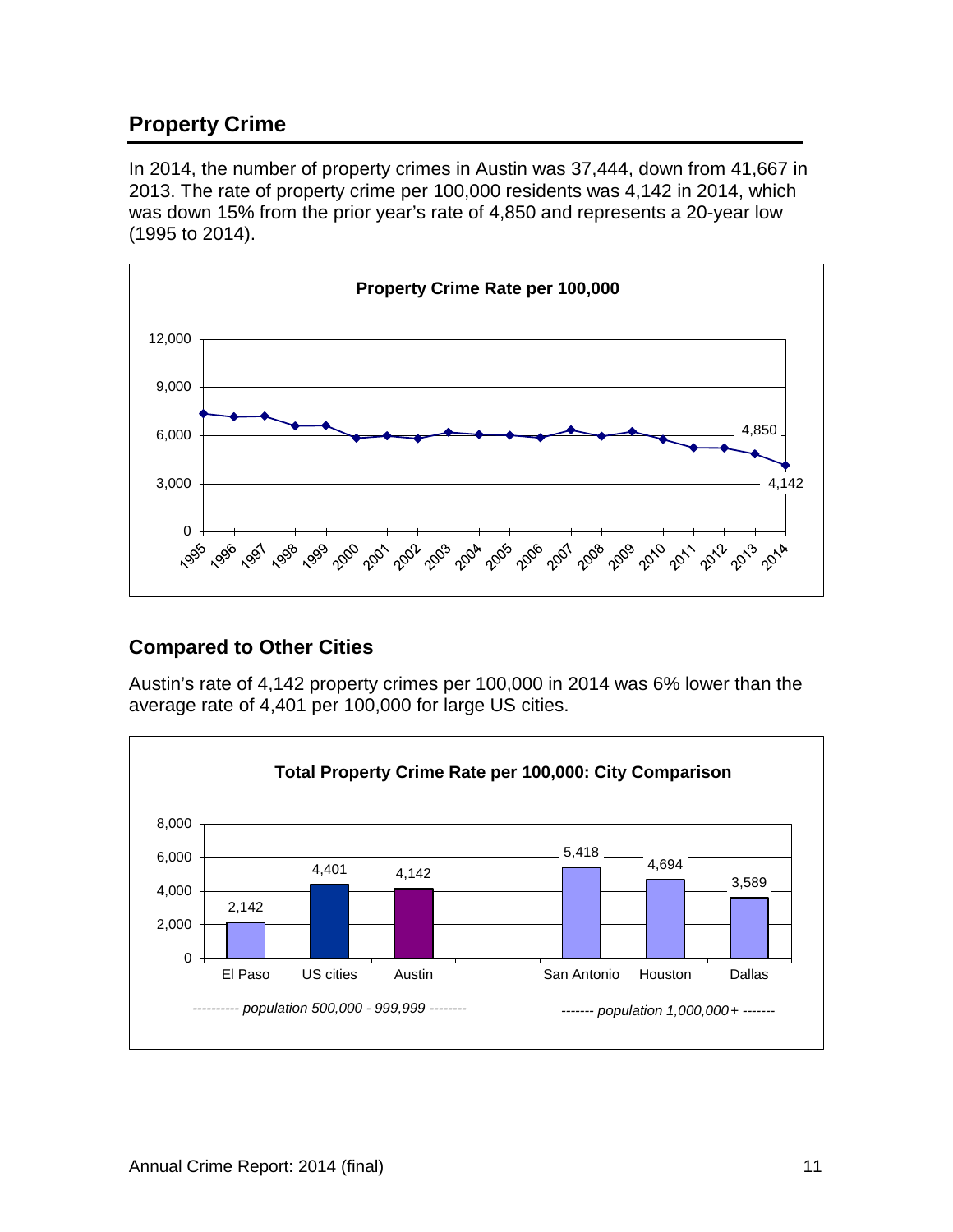## Property Crime

In 2014, the number of property crimes in Austin was 37,444, down from 41,667 in 2013. The rate of property crime per 100,000 residents was 4,142 in 2014, which was down 15% from the prior year's rate of 4,850 and represents a 20-year low (1995 to 2014).

**Property Crime Rate per 100,000**

| Year | Rate |
|---|---|
| 2013 | 4,850 |
| 2014 | 4,142 |

## Compared to Other Cities

Austin's rate of 4,142 property crimes per 100,000 in 2014 was 6% lower than the average rate of 4,401 per 100,000 for large US cities.

**Total Property Crime Rate per 100,000: City Comparison**

| City | Rate | Population group |
|---|---|---|
| El Paso | 2,142 | population 500,000 - 999,999 |
| US cities | 4,401 | population 500,000 - 999,999 |
| Austin | 4,142 | population 500,000 - 999,999 |
| San Antonio | 5,418 | population 1,000,000+ |
| Houston | 4,694 | population 1,000,000+ |
| Dallas | 3,589 | population 1,000,000+ |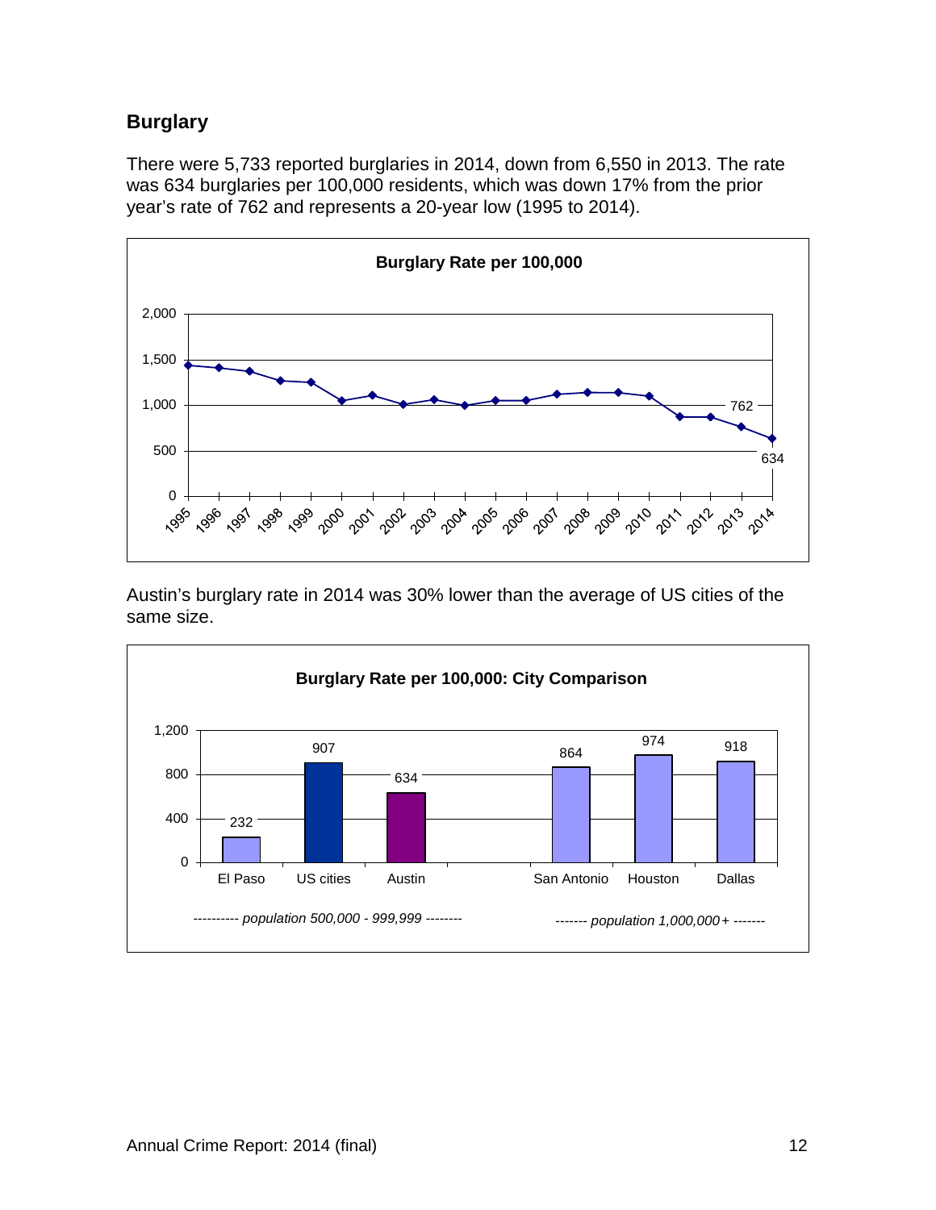## Burglary

There were 5,733 reported burglaries in 2014, down from 6,550 in 2013. The rate was 634 burglaries per 100,000 residents, which was down 17% from the prior year's rate of 762 and represents a 20-year low (1995 to 2014).

**Burglary Rate per 100,000**

| Year | Rate |
|---|---|
| 2013 | 762 |
| 2014 | 634 |

Austin's burglary rate in 2014 was 30% lower than the average of US cities of the same size.

**Burglary Rate per 100,000: City Comparison**

| City | Rate | Population group |
|---|---|---|
| El Paso | 232 | population 500,000 - 999,999 |
| US cities | 907 | population 500,000 - 999,999 |
| Austin | 634 | population 500,000 - 999,999 |
| San Antonio | 864 | population 1,000,000+ |
| Houston | 974 | population 1,000,000+ |
| Dallas | 918 | population 1,000,000+ |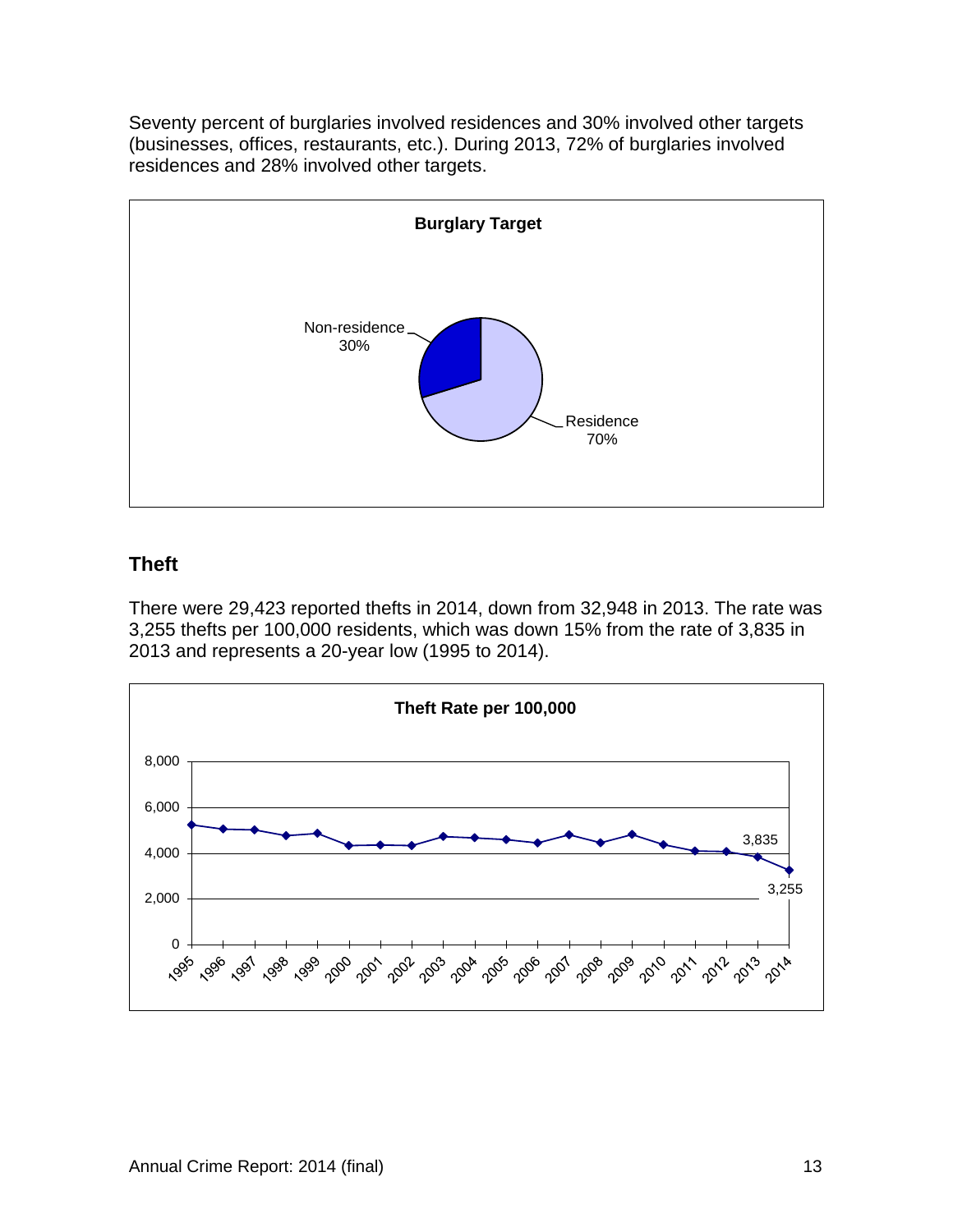Seventy percent of burglaries involved residences and 30% involved other targets (businesses, offices, restaurants, etc.). During 2013, 72% of burglaries involved residences and 28% involved other targets.

**Burglary Target**

Non-residence 30%

Residence 70%

## Theft

There were 29,423 reported thefts in 2014, down from 32,948 in 2013. The rate was 3,255 thefts per 100,000 residents, which was down 15% from the rate of 3,835 in 2013 and represents a 20-year low (1995 to 2014).

**Theft Rate per 100,000**

3,835

3,255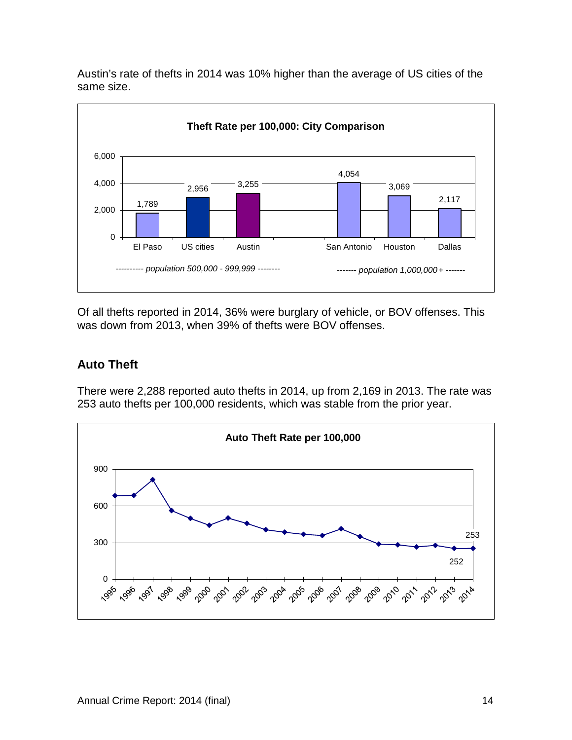Austin's rate of thefts in 2014 was 10% higher than the average of US cities of the same size.

**Theft Rate per 100,000: City Comparison**

| | El Paso | US cities | Austin | San Antonio | Houston | Dallas |
|---|---|---|---|---|---|---|
| Theft Rate per 100,000 | 1,789 | 2,956 | 3,255 | 4,054 | 3,069 | 2,117 |

*---------- population 500,000 - 999,999 --------* (El Paso, US cities, Austin)

*------- population 1,000,000+ -------* (San Antonio, Houston, Dallas)

Of all thefts reported in 2014, 36% were burglary of vehicle, or BOV offenses. This was down from 2013, when 39% of thefts were BOV offenses.

## Auto Theft

There were 2,288 reported auto thefts in 2014, up from 2,169 in 2013. The rate was 253 auto thefts per 100,000 residents, which was stable from the prior year.

**Auto Theft Rate per 100,000**

| Year | 2013 | 2014 |
|---|---|---|
| Rate per 100,000 | 252 | 253 |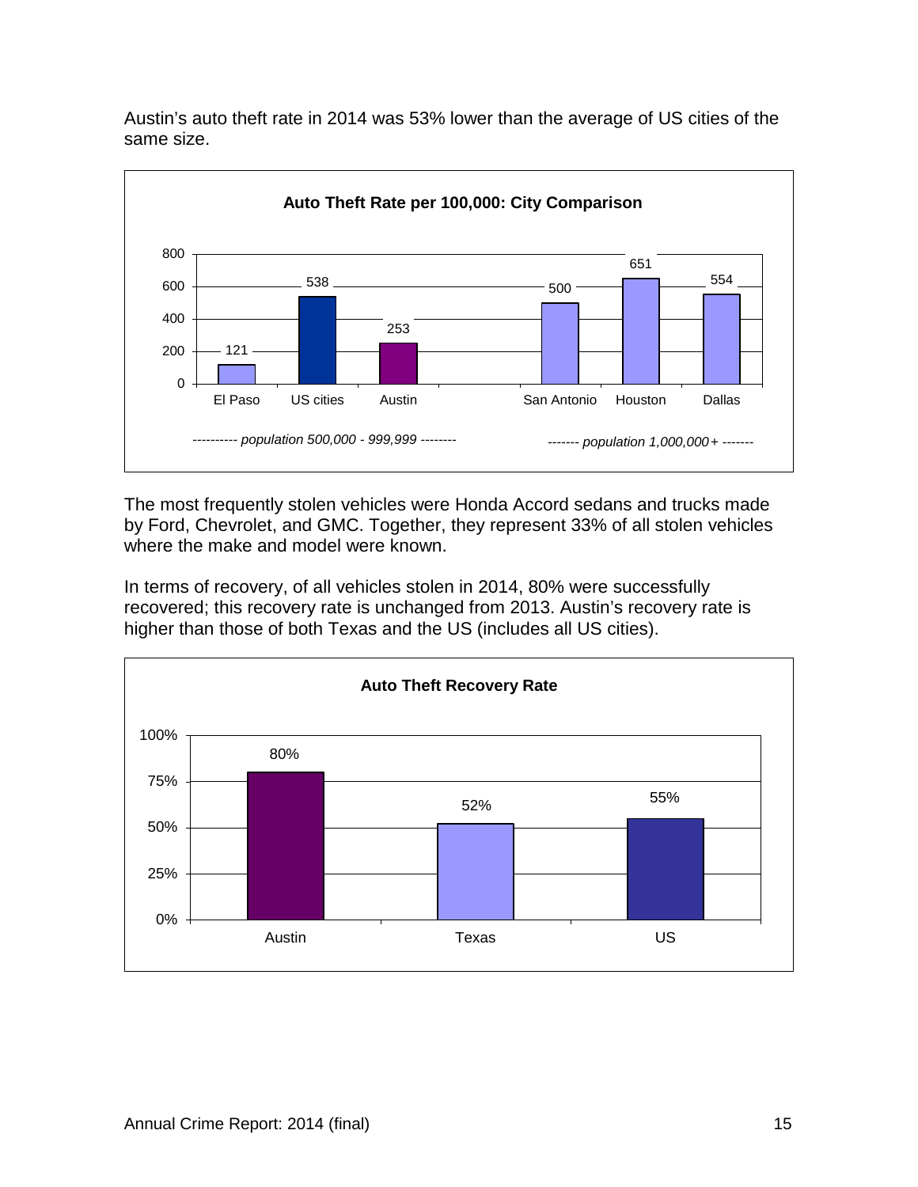Austin's auto theft rate in 2014 was 53% lower than the average of US cities of the same size.

**Auto Theft Rate per 100,000: City Comparison**

| | El Paso | US cities | Austin | San Antonio | Houston | Dallas |
|---|---|---|---|---|---|---|
| Rate | 121 | 538 | 253 | 500 | 651 | 554 |

*---------- population 500,000 - 999,999 --------* (El Paso, US cities, Austin)

*------- population 1,000,000+ -------* (San Antonio, Houston, Dallas)

The most frequently stolen vehicles were Honda Accord sedans and trucks made by Ford, Chevrolet, and GMC. Together, they represent 33% of all stolen vehicles where the make and model were known.

In terms of recovery, of all vehicles stolen in 2014, 80% were successfully recovered; this recovery rate is unchanged from 2013. Austin's recovery rate is higher than those of both Texas and the US (includes all US cities).

**Auto Theft Recovery Rate**

| | Austin | Texas | US |
|---|---|---|---|
| Recovery Rate | 80% | 52% | 55% |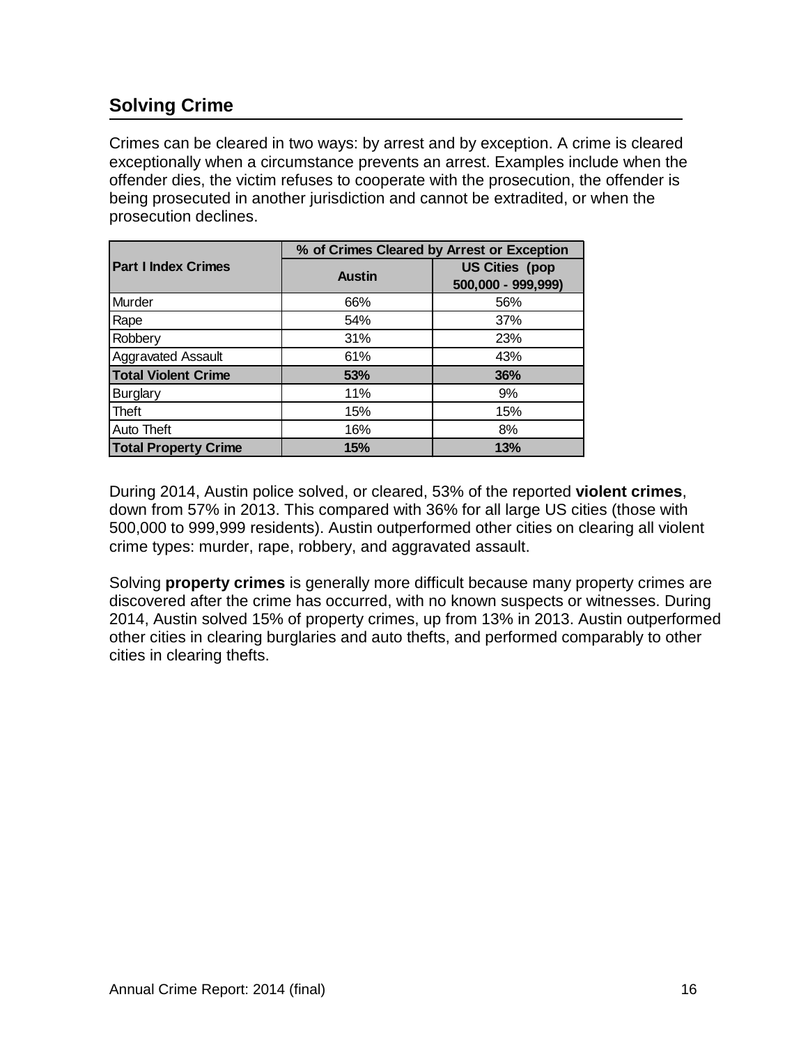## Solving Crime

Crimes can be cleared in two ways: by arrest and by exception. A crime is cleared exceptionally when a circumstance prevents an arrest. Examples include when the offender dies, the victim refuses to cooperate with the prosecution, the offender is being prosecuted in another jurisdiction and cannot be extradited, or when the prosecution declines.

| Part I Index Crimes | % of Crimes Cleared by Arrest or Exception | |
|---|---|---|
| | **Austin** | **US Cities (pop 500,000 - 999,999)** |
| Murder | 66% | 56% |
| Rape | 54% | 37% |
| Robbery | 31% | 23% |
| Aggravated Assault | 61% | 43% |
| **Total Violent Crime** | **53%** | **36%** |
| Burglary | 11% | 9% |
| Theft | 15% | 15% |
| Auto Theft | 16% | 8% |
| **Total Property Crime** | **15%** | **13%** |

During 2014, Austin police solved, or cleared, 53% of the reported **violent crimes**, down from 57% in 2013. This compared with 36% for all large US cities (those with 500,000 to 999,999 residents). Austin outperformed other cities on clearing all violent crime types: murder, rape, robbery, and aggravated assault.

Solving **property crimes** is generally more difficult because many property crimes are discovered after the crime has occurred, with no known suspects or witnesses. During 2014, Austin solved 15% of property crimes, up from 13% in 2013. Austin outperformed other cities in clearing burglaries and auto thefts, and performed comparably to other cities in clearing thefts.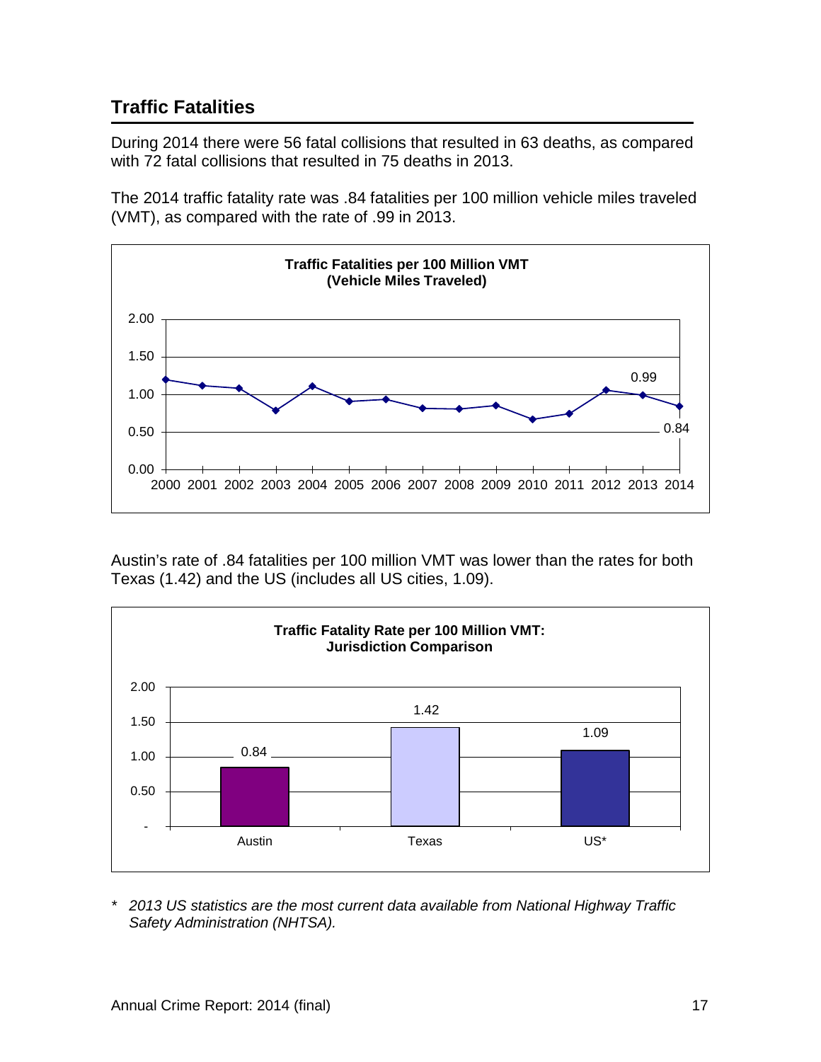## Traffic Fatalities

During 2014 there were 56 fatal collisions that resulted in 63 deaths, as compared with 72 fatal collisions that resulted in 75 deaths in 2013.

The 2014 traffic fatality rate was .84 fatalities per 100 million vehicle miles traveled (VMT), as compared with the rate of .99 in 2013.

**Traffic Fatalities per 100 Million VMT (Vehicle Miles Traveled)**

| Year | Rate |
|---|---|
| 2013 | 0.99 |
| 2014 | 0.84 |

Austin's rate of .84 fatalities per 100 million VMT was lower than the rates for both Texas (1.42) and the US (includes all US cities, 1.09).

**Traffic Fatality Rate per 100 Million VMT: Jurisdiction Comparison**

| Jurisdiction | Rate |
|---|---|
| Austin | 0.84 |
| Texas | 1.42 |
| US* | 1.09 |

\* *2013 US statistics are the most current data available from National Highway Traffic Safety Administration (NHTSA).*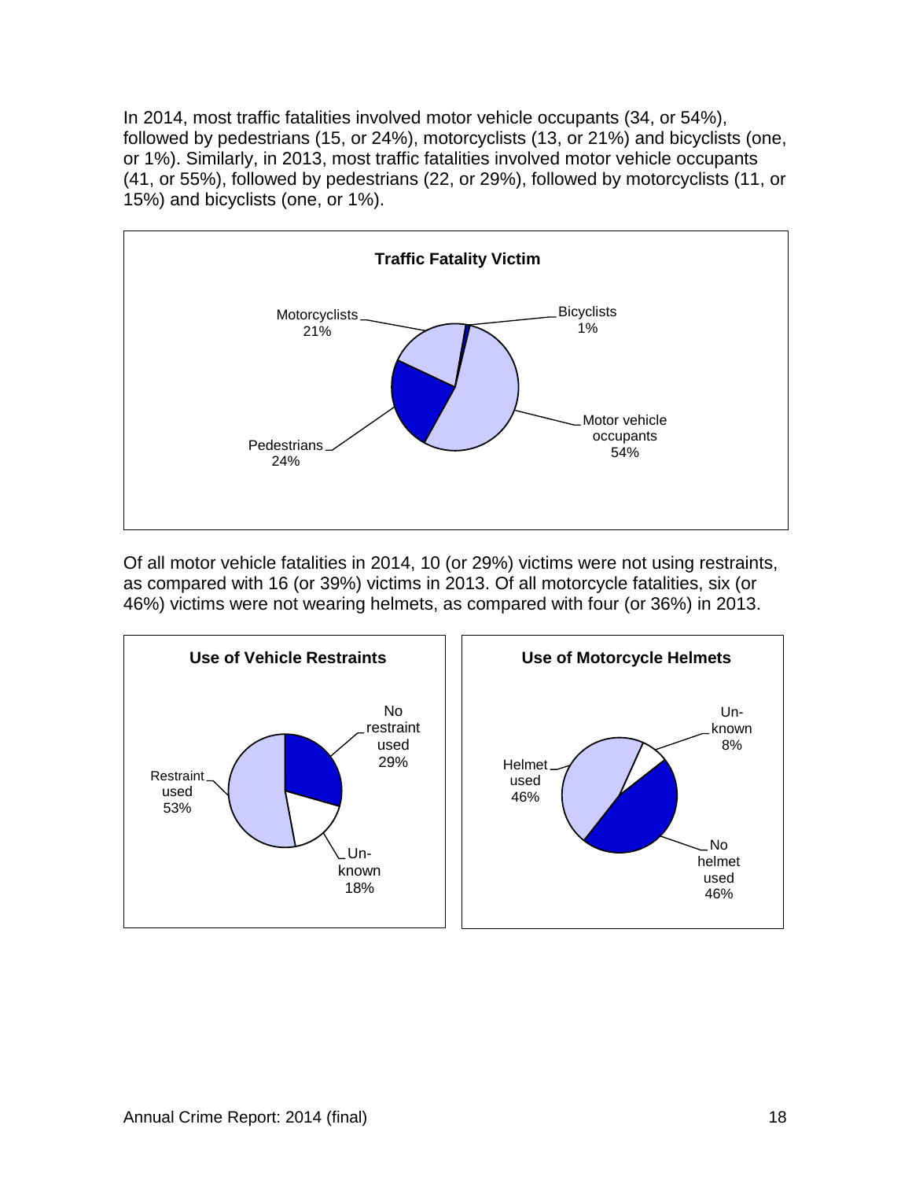In 2014, most traffic fatalities involved motor vehicle occupants (34, or 54%), followed by pedestrians (15, or 24%), motorcyclists (13, or 21%) and bicyclists (one, or 1%). Similarly, in 2013, most traffic fatalities involved motor vehicle occupants (41, or 55%), followed by pedestrians (22, or 29%), followed by motorcyclists (11, or 15%) and bicyclists (one, or 1%).

**Traffic Fatality Victim**

| Victim | Percent |
|---|---|
| Motor vehicle occupants | 54% |
| Pedestrians | 24% |
| Motorcyclists | 21% |
| Bicyclists | 1% |

Of all motor vehicle fatalities in 2014, 10 (or 29%) victims were not using restraints, as compared with 16 (or 39%) victims in 2013. Of all motorcycle fatalities, six (or 46%) victims were not wearing helmets, as compared with four (or 36%) in 2013.

**Use of Vehicle Restraints**

| Category | Percent |
|---|---|
| Restraint used | 53% |
| No restraint used | 29% |
| Unknown | 18% |

**Use of Motorcycle Helmets**

| Category | Percent |
|---|---|
| Helmet used | 46% |
| No helmet used | 46% |
| Unknown | 8% |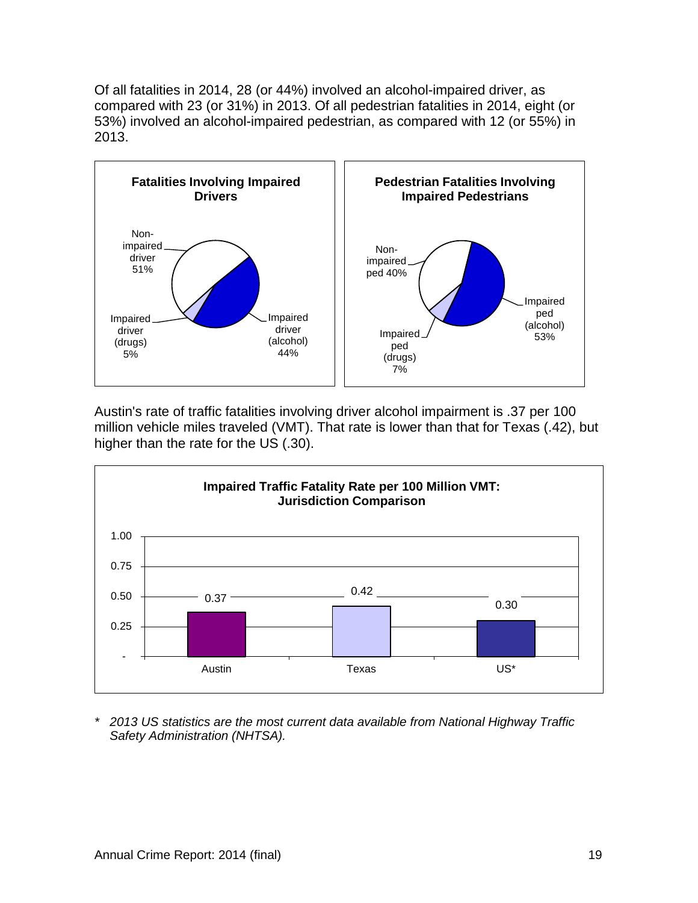Of all fatalities in 2014, 28 (or 44%) involved an alcohol-impaired driver, as compared with 23 (or 31%) in 2013. Of all pedestrian fatalities in 2014, eight (or 53%) involved an alcohol-impaired pedestrian, as compared with 12 (or 55%) in 2013.

**Fatalities Involving Impaired Drivers**

| Category | Percent |
|---|---|
| Non-impaired driver | 51% |
| Impaired driver (alcohol) | 44% |
| Impaired driver (drugs) | 5% |

**Pedestrian Fatalities Involving Impaired Pedestrians**

| Category | Percent |
|---|---|
| Non-impaired ped | 40% |
| Impaired ped (alcohol) | 53% |
| Impaired ped (drugs) | 7% |

Austin's rate of traffic fatalities involving driver alcohol impairment is .37 per 100 million vehicle miles traveled (VMT). That rate is lower than that for Texas (.42), but higher than the rate for the US (.30).

**Impaired Traffic Fatality Rate per 100 Million VMT: Jurisdiction Comparison**

| Jurisdiction | Rate |
|---|---|
| Austin | 0.37 |
| Texas | 0.42 |
| US* | 0.30 |

\* *2013 US statistics are the most current data available from National Highway Traffic Safety Administration (NHTSA).*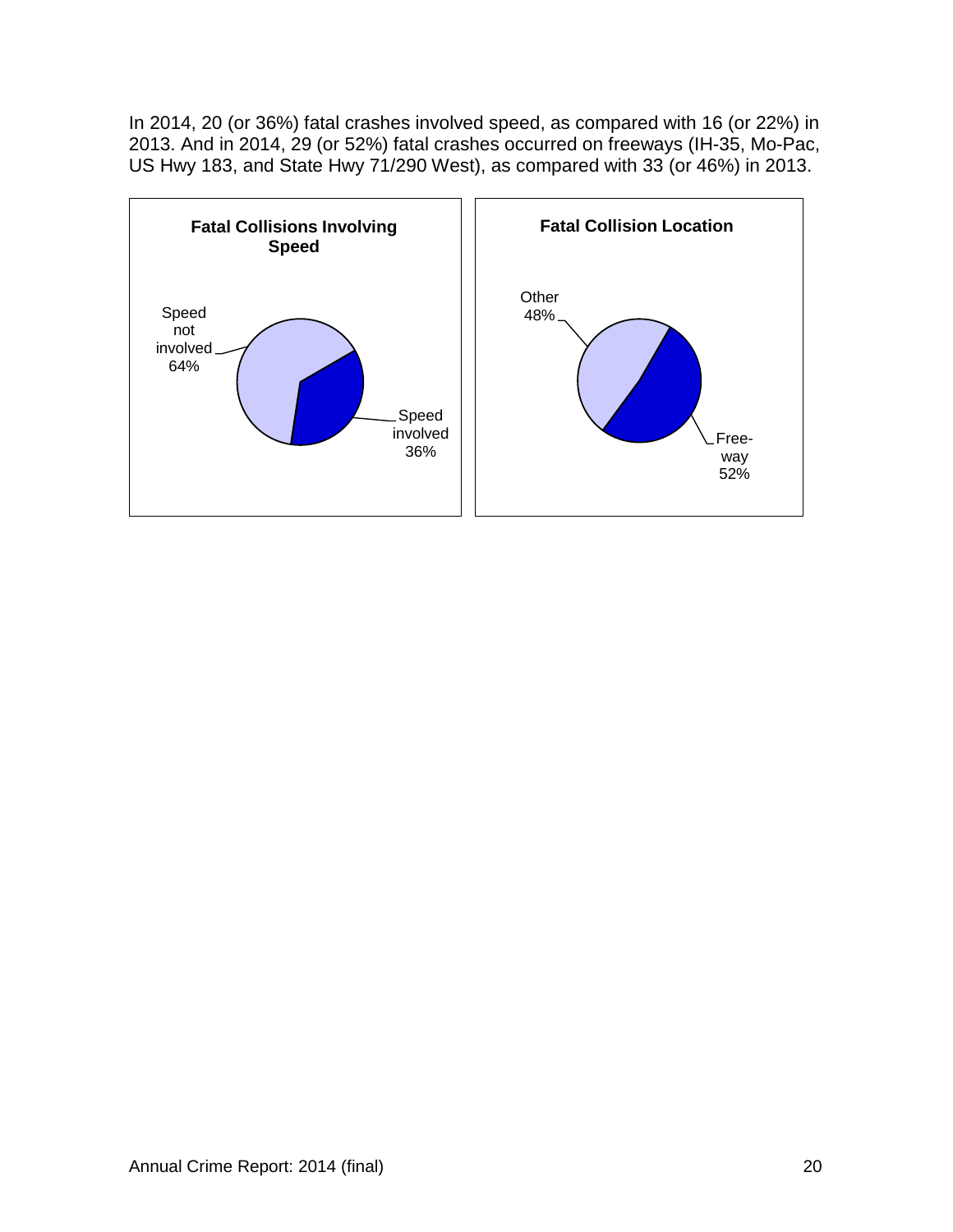In 2014, 20 (or 36%) fatal crashes involved speed, as compared with 16 (or 22%) in 2013. And in 2014, 29 (or 52%) fatal crashes occurred on freeways (IH-35, Mo-Pac, US Hwy 183, and State Hwy 71/290 West), as compared with 33 (or 46%) in 2013.

**Fatal Collisions Involving Speed**

Speed not involved 64%

Speed involved 36%

**Fatal Collision Location**

Other 48%

Free-way 52%